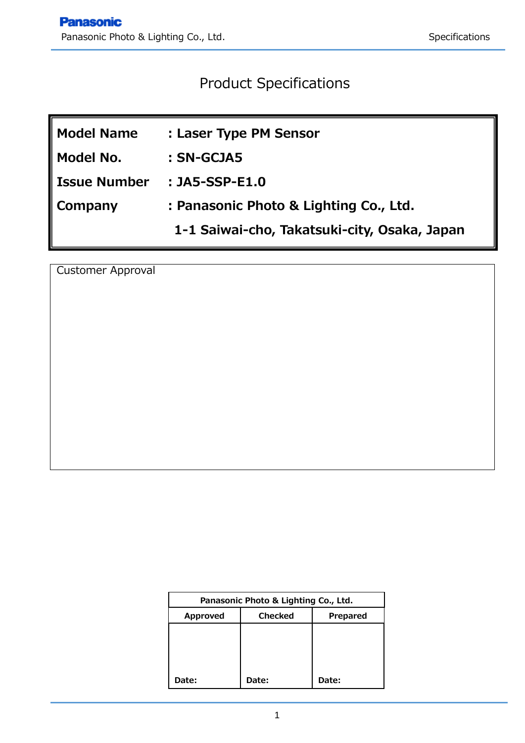# Product Specifications

| | |
|---|---|
| **Model Name** | **: Laser Type PM Sensor** |
| **Model No.** | **: SN-GCJA5** |
| **Issue Number** | **: JA5-SSP-E1.0** |
| **Company** | **: Panasonic Photo & Lighting Co., Ltd.** |
| | **1-1 Saiwai-cho, Takatsuki-city, Osaka, Japan** |

Customer Approval

| **Panasonic Photo & Lighting Co., Ltd.** | | |
|---|---|---|
| **Approved** | **Checked** | **Prepared** |
| **Date:** | **Date:** | **Date:** |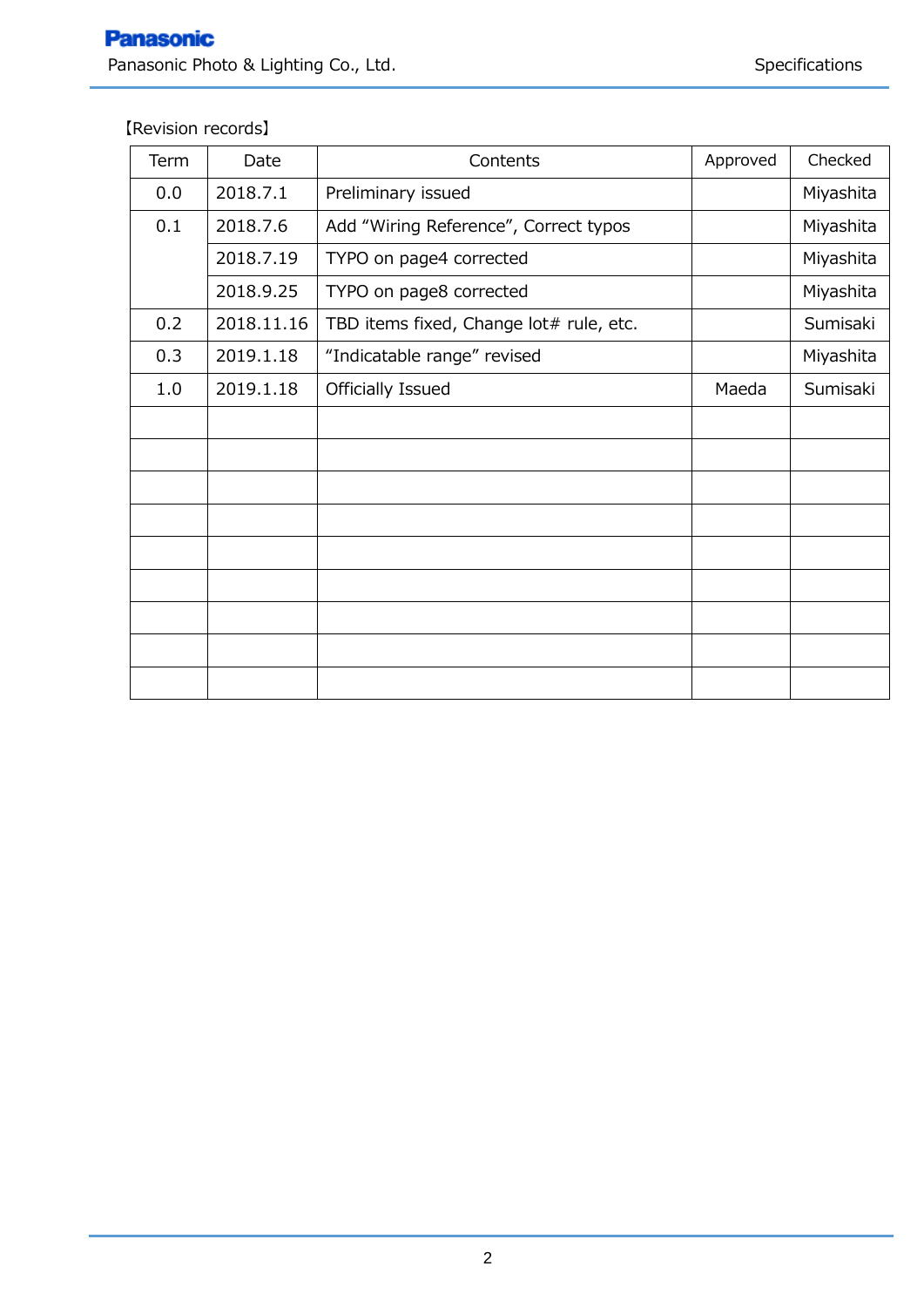【Revision records】

| Term | Date | Contents | Approved | Checked |
|---|---|---|---|---|
| 0.0 | 2018.7.1 | Preliminary issued | | Miyashita |
| 0.1 | 2018.7.6 | Add “Wiring Reference”, Correct typos | | Miyashita |
| | 2018.7.19 | TYPO on page4 corrected | | Miyashita |
| | 2018.9.25 | TYPO on page8 corrected | | Miyashita |
| 0.2 | 2018.11.16 | TBD items fixed, Change lot# rule, etc. | | Sumisaki |
| 0.3 | 2019.1.18 | “Indicatable range” revised | | Miyashita |
| 1.0 | 2019.1.18 | Officially Issued | Maeda | Sumisaki |
| | | | | |
| | | | | |
| | | | | |
| | | | | |
| | | | | |
| | | | | |
| | | | | |
| | | | | |
| | | | | |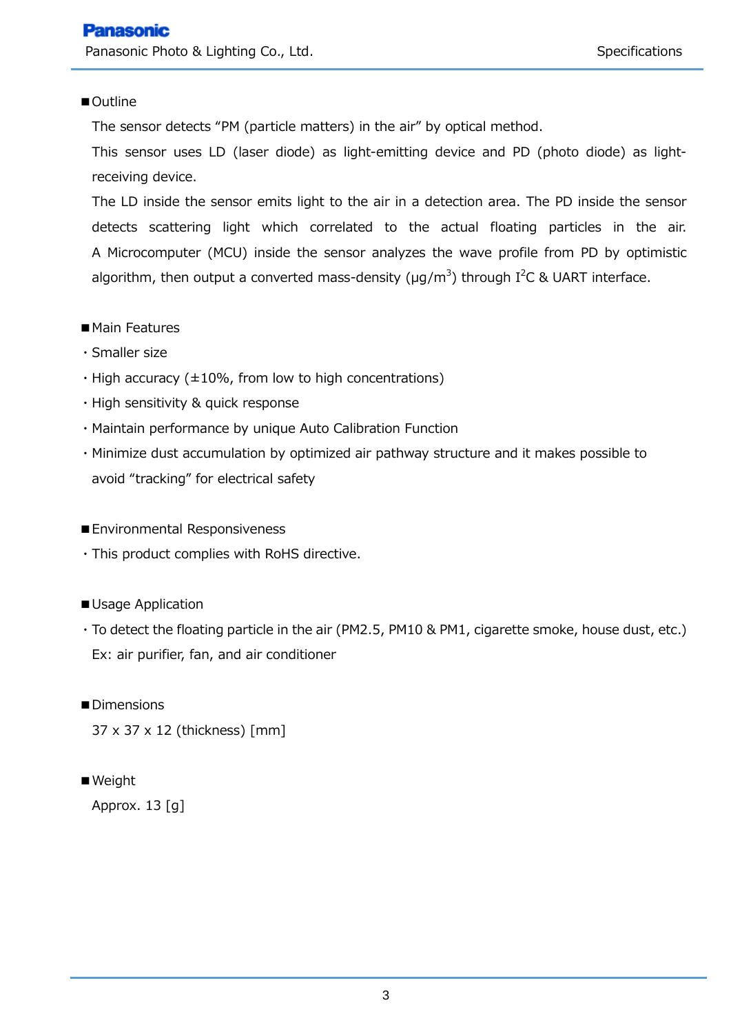## ■Outline

The sensor detects "PM (particle matters) in the air" by optical method.

This sensor uses LD (laser diode) as light-emitting device and PD (photo diode) as light-receiving device.

The LD inside the sensor emits light to the air in a detection area. The PD inside the sensor detects scattering light which correlated to the actual floating particles in the air. A Microcomputer (MCU) inside the sensor analyzes the wave profile from PD by optimistic algorithm, then output a converted mass-density ($\mu g/m^3$) through $I^2C$ & UART interface.

## ■Main Features

- Smaller size
- High accuracy (±10%, from low to high concentrations)
- High sensitivity & quick response
- Maintain performance by unique Auto Calibration Function
- Minimize dust accumulation by optimized air pathway structure and it makes possible to avoid "tracking" for electrical safety

## ■Environmental Responsiveness

- This product complies with RoHS directive.

## ■Usage Application

- To detect the floating particle in the air (PM2.5, PM10 & PM1, cigarette smoke, house dust, etc.)
  Ex: air purifier, fan, and air conditioner

## ■Dimensions

37 x 37 x 12 (thickness) [mm]

## ■Weight

Approx. 13 [g]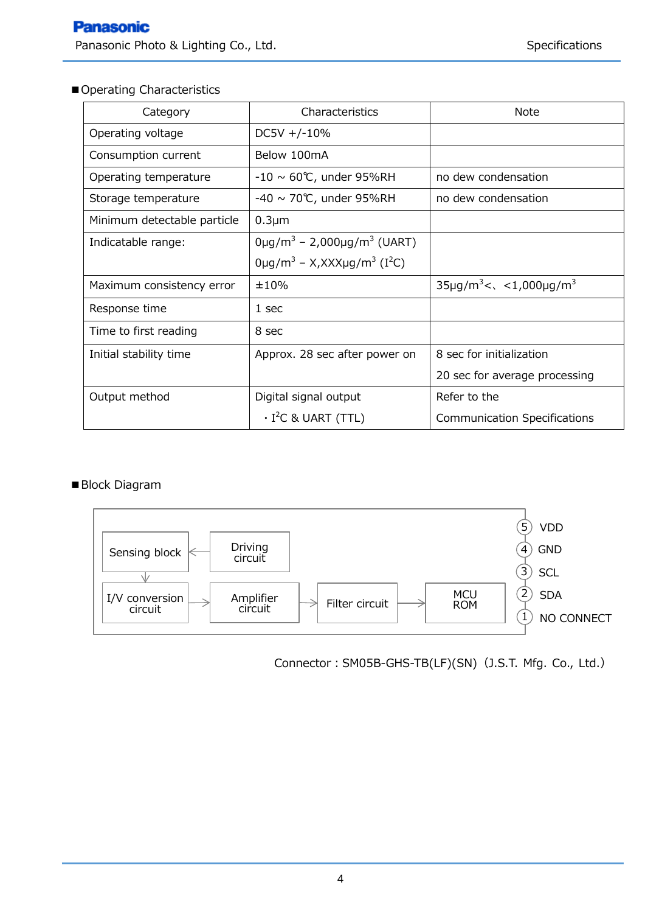■Operating Characteristics

| Category | Characteristics | Note |
| --- | --- | --- |
| Operating voltage | DC5V +/-10% | |
| Consumption current | Below 100mA | |
| Operating temperature | -10 ~ 60℃, under 95%RH | no dew condensation |
| Storage temperature | -40 ~ 70℃, under 95%RH | no dew condensation |
| Minimum detectable particle | 0.3μm | |
| Indicatable range: | 0μg/$m^3$ – 2,000μg/$m^3$ (UART)<br>0μg/$m^3$ – X,XXXμg/$m^3$ ($I^2C$) | |
| Maximum consistency error | ±10% | 35μg/$m^3$<、<1,000μg/$m^3$ |
| Response time | 1 sec | |
| Time to first reading | 8 sec | |
| Initial stability time | Approx. 28 sec after power on | 8 sec for initialization<br>20 sec for average processing |
| Output method | Digital signal output<br>・$I^2C$ & UART (TTL) | Refer to the<br>Communication Specifications |

■Block Diagram

Sensing block ← Driving circuit

Sensing block → I/V conversion circuit → Amplifier circuit → Filter circuit → MCU ROM

⑤ VDD
④ GND
③ SCL
② SDA
① NO CONNECT

Connector : SM05B-GHS-TB(LF)(SN)（J.S.T. Mfg. Co., Ltd.）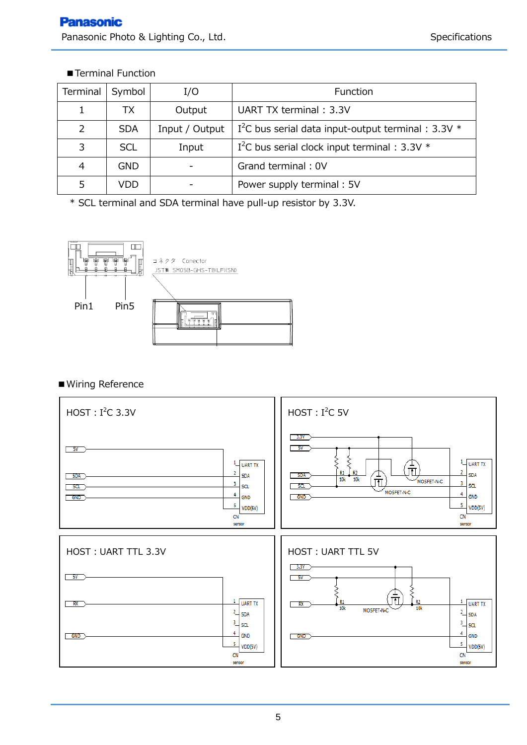■Terminal Function

| Terminal | Symbol | I/O | Function |
|---|---|---|---|
| 1 | TX | Output | UART TX terminal : 3.3V |
| 2 | SDA | Input / Output | I$^2$C bus serial data input-output terminal : 3.3V * |
| 3 | SCL | Input | I$^2$C bus serial clock input terminal : 3.3V * |
| 4 | GND | - | Grand terminal : 0V |
| 5 | VDD | - | Power supply terminal : 5V |

* SCL terminal and SDA terminal have pull-up resistor by 3.3V.

コネクタ Conector
JST製 SM05B-GHS-TB(LF)(SN)

Pin1 Pin5

■Wiring Reference

HOST : I$^2$C 3.3V

HOST : I$^2$C 5V

HOST : UART TTL 3.3V

HOST : UART TTL 5V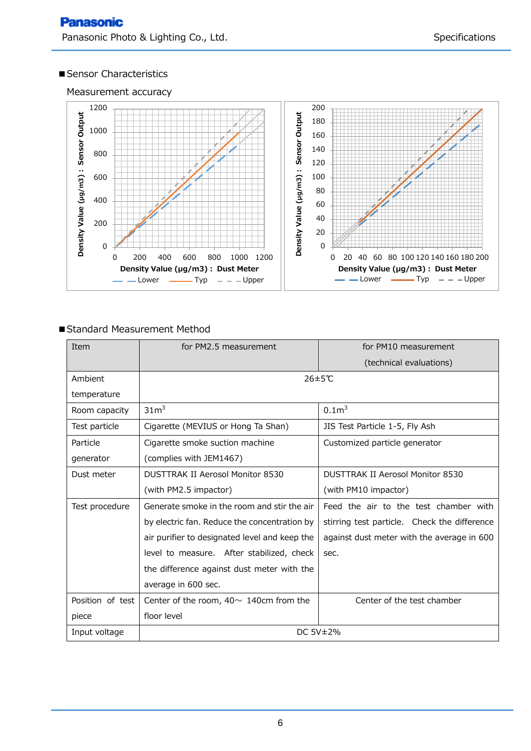■Sensor Characteristics

Measurement accuracy

■Standard Measurement Method

| Item | for PM2.5 measurement | for PM10 measurement (technical evaluations) |
|---|---|---|
| Ambient temperature | 26±5℃ | |
| Room capacity | $31m^3$ | $0.1m^3$ |
| Test particle | Cigarette (MEVIUS or Hong Ta Shan) | JIS Test Particle 1-5, Fly Ash |
| Particle generator | Cigarette smoke suction machine (complies with JEM1467) | Customized particle generator |
| Dust meter | DUSTTRAK II Aerosol Monitor 8530 (with PM2.5 impactor) | DUSTTRAK II Aerosol Monitor 8530 (with PM10 impactor) |
| Test procedure | Generate smoke in the room and stir the air by electric fan. Reduce the concentration by air purifier to designated level and keep the level to measure. After stabilized, check the difference against dust meter with the average in 600 sec. | Feed the air to the test chamber with stirring test particle. Check the difference against dust meter with the average in 600 sec. |
| Position of test piece | Center of the room, 40～ 140cm from the floor level | Center of the test chamber |
| Input voltage | DC 5V±2% | |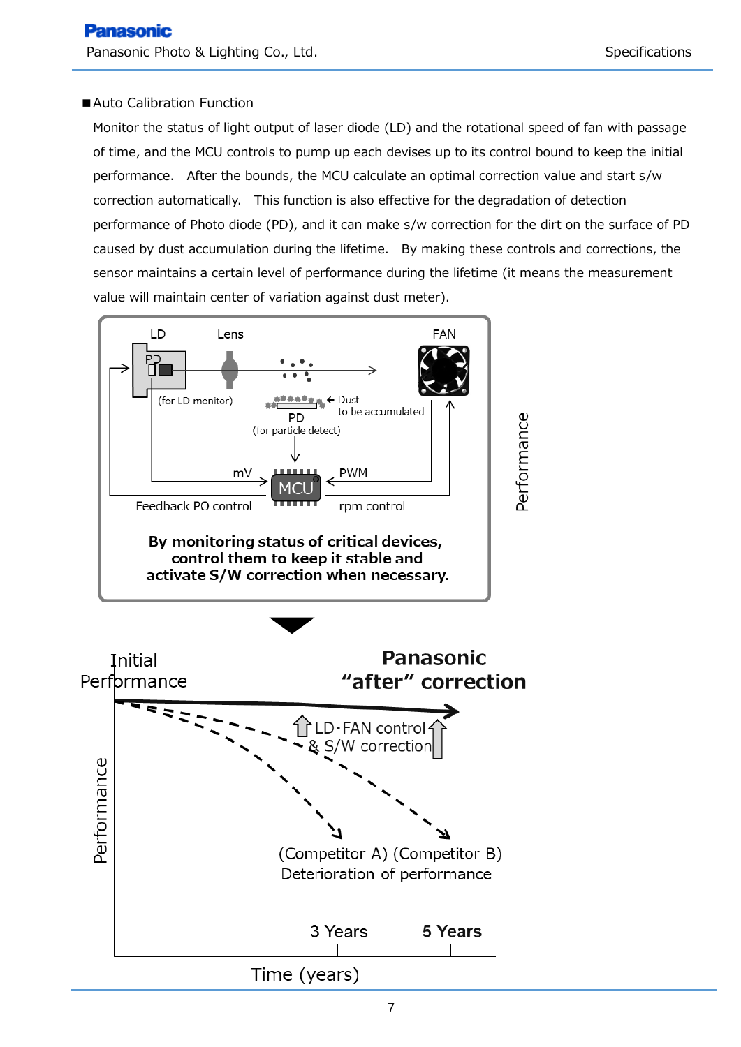■Auto Calibration Function

Monitor the status of light output of laser diode (LD) and the rotational speed of fan with passage of time, and the MCU controls to pump up each devises up to its control bound to keep the initial performance. After the bounds, the MCU calculate an optimal correction value and start s/w correction automatically. This function is also effective for the degradation of detection performance of Photo diode (PD), and it can make s/w correction for the dirt on the surface of PD caused by dust accumulation during the lifetime. By making these controls and corrections, the sensor maintains a certain level of performance during the lifetime (it means the measurement value will maintain center of variation against dust meter).

LD | Lens | FAN | PD (for LD monitor) | Dust to be accumulated | PD (for particle detect) | mV | PWM | MCU | Feedback PO control | rpm control

**By monitoring status of critical devices, control them to keep it stable and activate S/W correction when necessary.**

Performance

Initial Performance

**Panasonic "after" correction**

LD・FAN control & S/W correction

(Competitor A) (Competitor B)
Deterioration of performance

Performance

3 Years | **5 Years**

Time (years)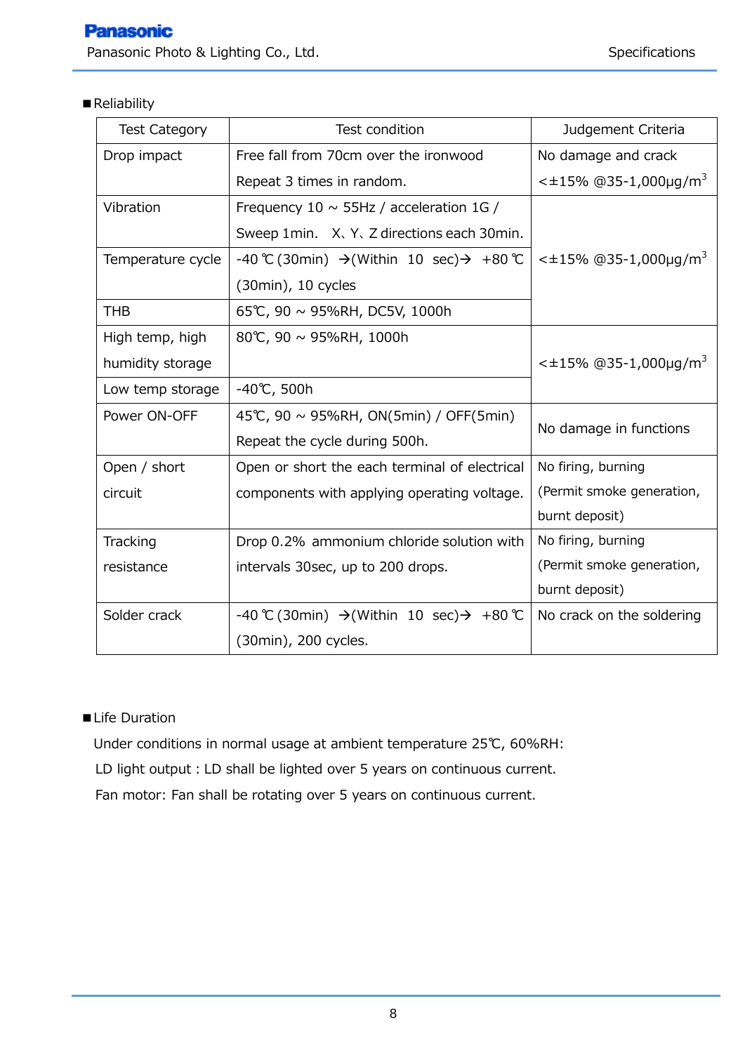■Reliability

| Test Category | Test condition | Judgement Criteria |
|---|---|---|
| Drop impact | Free fall from 70cm over the ironwood Repeat 3 times in random. | No damage and crack <±15% @35-1,000μg/$m^3$ |
| Vibration | Frequency 10 ~ 55Hz / acceleration 1G / Sweep 1min. X、Y、Z directions each 30min. | <±15% @35-1,000μg/$m^3$ |
| Temperature cycle | -40 ℃ (30min) →(Within 10 sec)→ +80 ℃ (30min), 10 cycles | |
| THB | 65℃, 90 ~ 95%RH, DC5V, 1000h | |
| High temp, high humidity storage | 80℃, 90 ~ 95%RH, 1000h | <±15% @35-1,000μg/$m^3$ |
| Low temp storage | -40℃, 500h | |
| Power ON-OFF | 45℃, 90 ~ 95%RH, ON(5min) / OFF(5min) Repeat the cycle during 500h. | No damage in functions |
| Open / short circuit | Open or short the each terminal of electrical components with applying operating voltage. | No firing, burning (Permit smoke generation, burnt deposit) |
| Tracking resistance | Drop 0.2% ammonium chloride solution with intervals 30sec, up to 200 drops. | No firing, burning (Permit smoke generation, burnt deposit) |
| Solder crack | -40 ℃ (30min) →(Within 10 sec)→ +80 ℃ (30min), 200 cycles. | No crack on the soldering |

■Life Duration

Under conditions in normal usage at ambient temperature 25℃, 60%RH:

LD light output : LD shall be lighted over 5 years on continuous current.

Fan motor: Fan shall be rotating over 5 years on continuous current.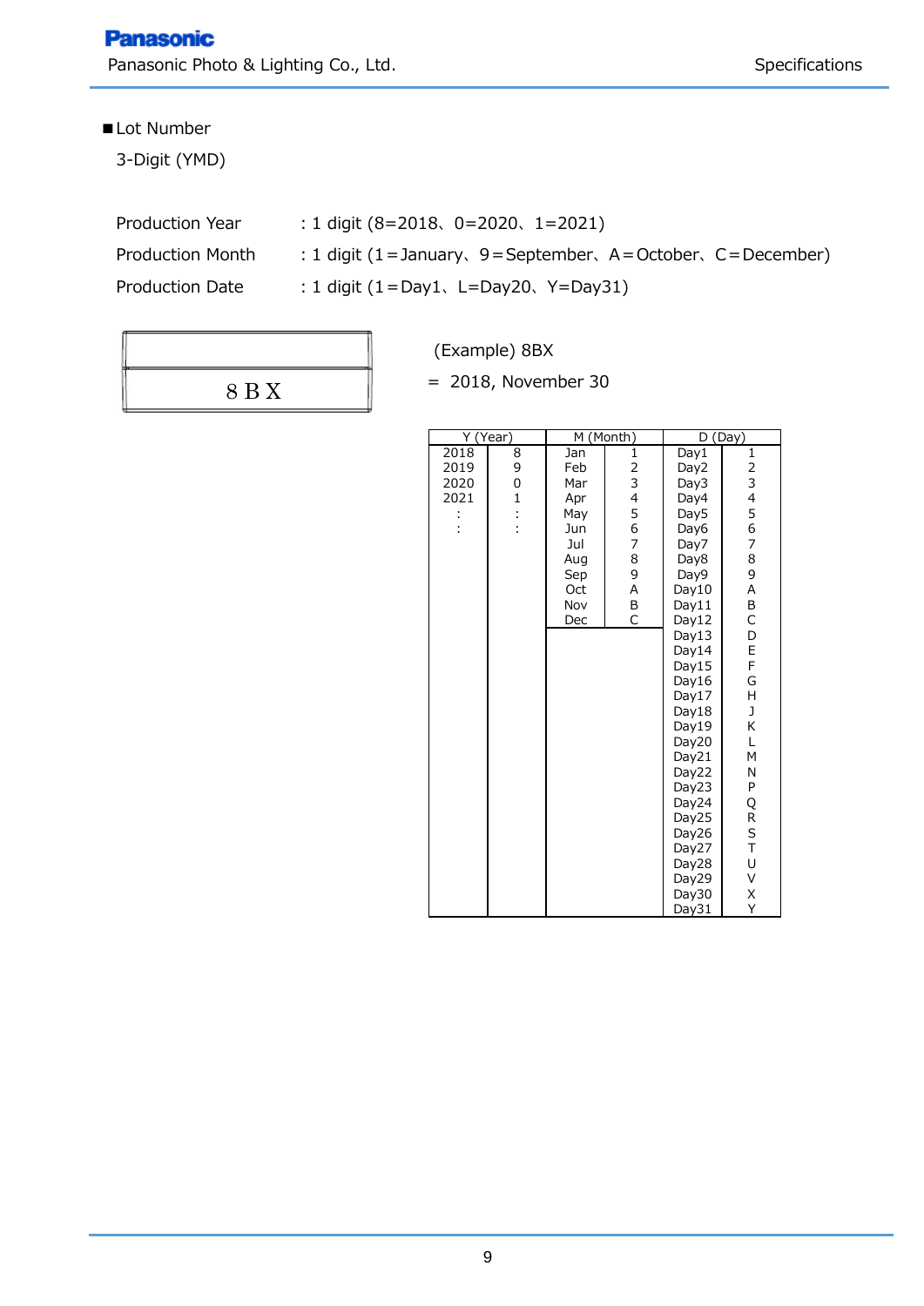■Lot Number

3-Digit (YMD)

Production Year : 1 digit (8=2018、0=2020、1=2021)

Production Month : 1 digit (1＝January、9＝September、A＝October、C＝December)

Production Date : 1 digit (1＝Day1、L=Day20、Y=Day31)

| 8 B X |
|---|

(Example) 8BX

= 2018, November 30

| Y (Year) | | M (Month) | | D (Day) | |
|---|---|---|---|---|---|
| 2018 | 8 | Jan | 1 | Day1 | 1 |
| 2019 | 9 | Feb | 2 | Day2 | 2 |
| 2020 | 0 | Mar | 3 | Day3 | 3 |
| 2021 | 1 | Apr | 4 | Day4 | 4 |
| : | : | May | 5 | Day5 | 5 |
| : | : | Jun | 6 | Day6 | 6 |
| | | Jul | 7 | Day7 | 7 |
| | | Aug | 8 | Day8 | 8 |
| | | Sep | 9 | Day9 | 9 |
| | | Oct | A | Day10 | A |
| | | Nov | B | Day11 | B |
| | | Dec | C | Day12 | C |
| | | | | Day13 | D |
| | | | | Day14 | E |
| | | | | Day15 | F |
| | | | | Day16 | G |
| | | | | Day17 | H |
| | | | | Day18 | J |
| | | | | Day19 | K |
| | | | | Day20 | L |
| | | | | Day21 | M |
| | | | | Day22 | N |
| | | | | Day23 | P |
| | | | | Day24 | Q |
| | | | | Day25 | R |
| | | | | Day26 | S |
| | | | | Day27 | T |
| | | | | Day28 | U |
| | | | | Day29 | V |
| | | | | Day30 | X |
| | | | | Day31 | Y |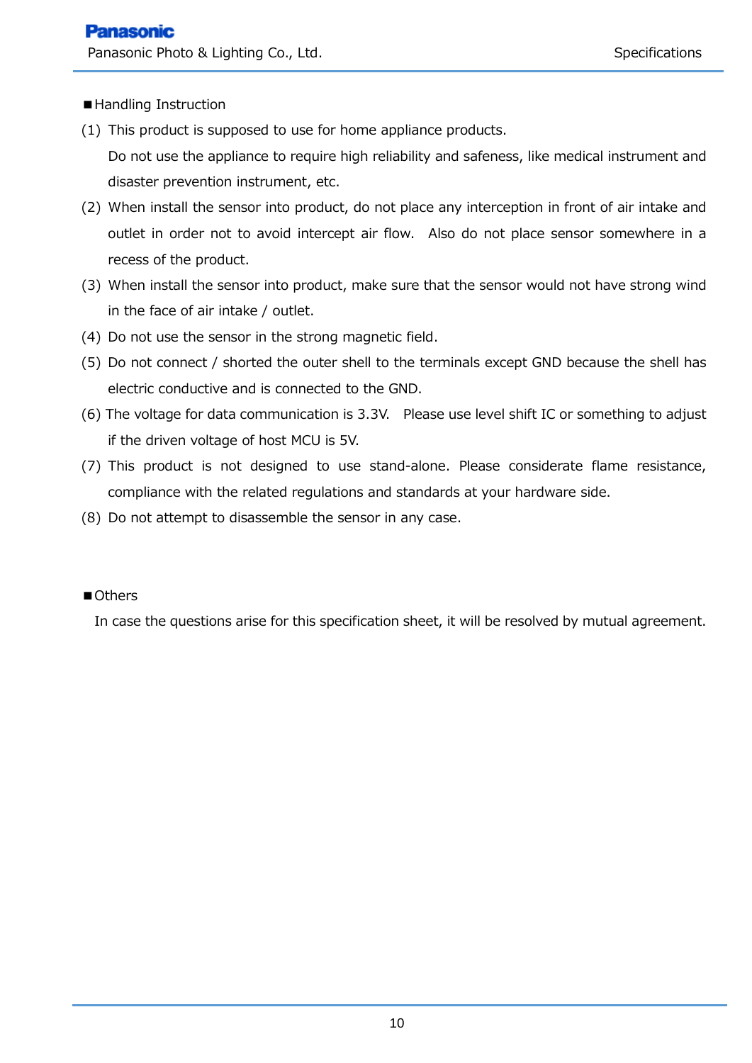■Handling Instruction

(1) This product is supposed to use for home appliance products.
    Do not use the appliance to require high reliability and safeness, like medical instrument and disaster prevention instrument, etc.

(2) When install the sensor into product, do not place any interception in front of air intake and outlet in order not to avoid intercept air flow. Also do not place sensor somewhere in a recess of the product.

(3) When install the sensor into product, make sure that the sensor would not have strong wind in the face of air intake / outlet.

(4) Do not use the sensor in the strong magnetic field.

(5) Do not connect / shorted the outer shell to the terminals except GND because the shell has electric conductive and is connected to the GND.

(6) The voltage for data communication is 3.3V. Please use level shift IC or something to adjust if the driven voltage of host MCU is 5V.

(7) This product is not designed to use stand-alone. Please considerate flame resistance, compliance with the related regulations and standards at your hardware side.

(8) Do not attempt to disassemble the sensor in any case.

■Others

In case the questions arise for this specification sheet, it will be resolved by mutual agreement.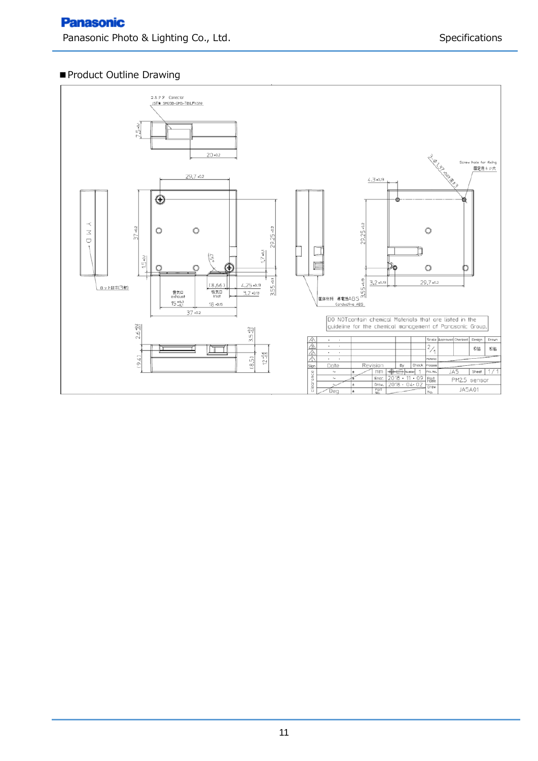■Product Outline Drawing

コネクタ Conector
JST製 SM05B-GHS-TBLF(LF)(SN)

7.5 ±0.1

20 ±0.2

29.7 ±0.2

37 ±0.2

15 ±0.1

29.25 ±0.2

1.7 ±0.1

φ5.7

(8.66)

4.25 ±0.15

3.7 ±0.15

3.55 ±0.1

排気口 exhaust

吸気口 inlet

$15^{+0.3}_{-0.1}$

18 ±0.15

37 ±0.2

Y M D

ロット日付(3桁)

筐体材料 導電性ABS
Conductive ABS

2-φ1.37 ±0.03 深さ3

Screw hole for fixing
固定用ネジ穴

4.3 ±0.15

29.25 ±0.2

3.2 ±0.15

29.7 ±0.2

3.55 ±0.15

$2.6^{+0.2}_{-0.1}$

$3.5^{+0.2}_{-0.1}$

(9.41)

(8.51)

$12^{-0.6}_{-0.8}$

DO NOTcontain chemical Materials that are listed in the guideline for the chemical management of Panasonic Group.

| Sign | Date | Revision | By | Check | Scale | Approved | Checked | Design | Drawn |
|---|---|---|---|---|---|---|---|---|---|
| | · · | | | | 2/1 | | | 松脇 | 松脇 |
| | | mm | | Number 1 | Pro. No. | JA5 | | Sheet | 1 / 1 |
| | | Enac. | 2018 · 11 · 09 | | Part name | PM2.5 sensor | | | |
| | | Draw. | 2018 · 04 · 02 | | Draw No. | JA5A01 | | | |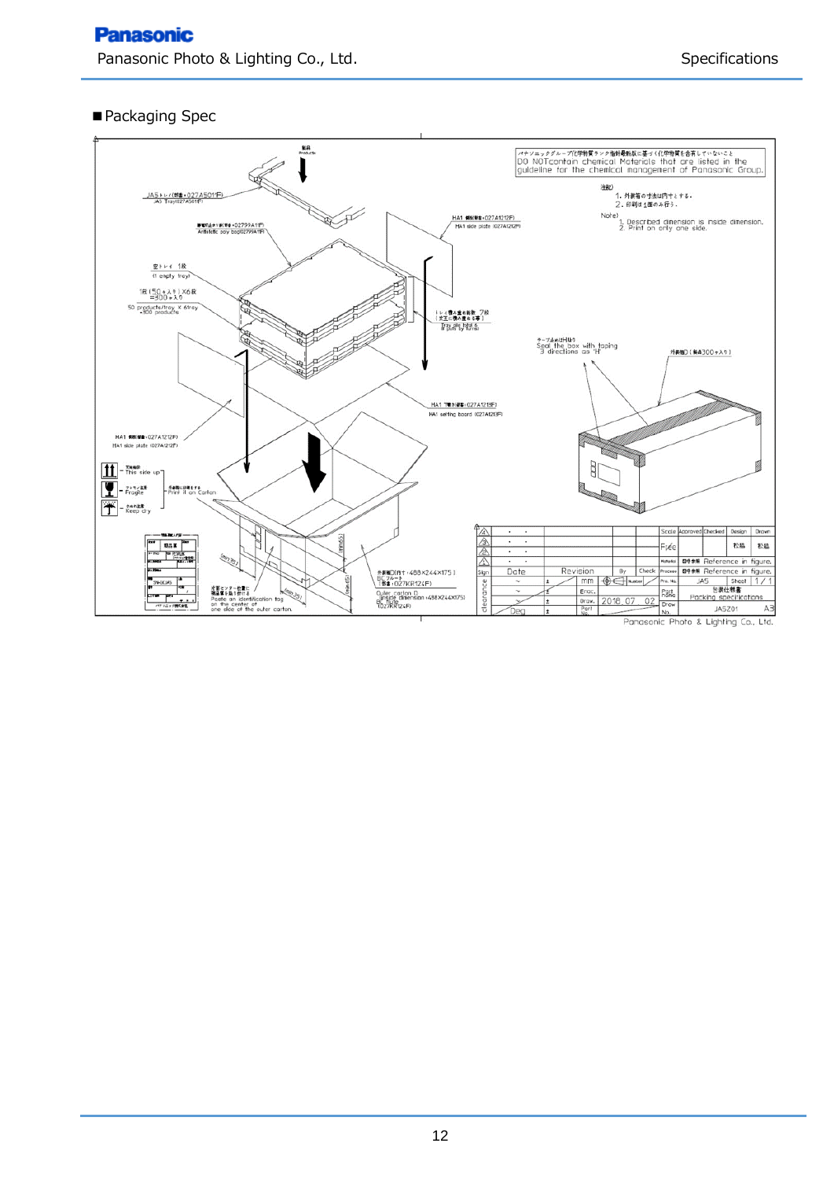■Packaging Spec

パナソニックグループ化学物質ランク指針最新版に基づく化学物質を含有していないこと
DO NOTcontain chemical Materials that are listed in the guideline for the chemical management of Panasonic Group.

注記)
1. 外装箱の寸法は内寸とする。
2. 印刷は1面のみ行う。

Note)
1. Described dimension is inside dimension.
2. Print on only one side.

製品
Products

JASトレイ(部番:027A501F)
JAS Tray(027A501F)

帯電防止ポリ袋(部番:02799A11F)
Antistatic poly bag(02799A11F)

空トレイ 1枚
(1 empty tray)

1段 (50ヶ入り) X6段
=300ヶ入り
50 products/tray X 6tray
=300 products

HA1 側板(部番:027A1212F)
HA1 side plate (027A1212F)

トレイ積み重ね段数 7段
(交互に積み重ねる事)
Tray pile total 6 in turns

テープ止めはH貼り
Seal the box with taping 3 directions as "H"

外装箱(製品300ヶ入り)

HA1 下敷き板(部番:027A1213F)
HA1 setting board (027A1213F)

HA1 側板(部番:027A1212F)
HA1 side plate (027A1212F)

天地無用
This side up

ワレモノ注意
Fragile

外装箱に印刷する
Print it on Carton

水濡れ注意
Keep dry

外装箱(内寸:488X244X175)
BC フルート
(部番:027KR124F)
Outer carton D
(inside dimension:488X244X175)
BC flute
(027KR124F)

外装センター位置に
現品票を貼り付ける
Paste an identification tag on the center of one side of the outer carton.

| Scale | Approved | Checked | Design | Drawn |
|---|---|---|---|---|
| Free | | | 松島 | 松島 |

Material: 図中参照 Reference in figure.
Process: 図中参照 Reference in figure.
Pro. No.: JAS
Sheet: 1 / 1
Part Name: 包装仕様書 Packing specifications
Draw. No.: JASZ01
A3
Draw.: 2016. 07. 02
Unit: mm

Panasonic Photo & Lighting Co., Ltd.